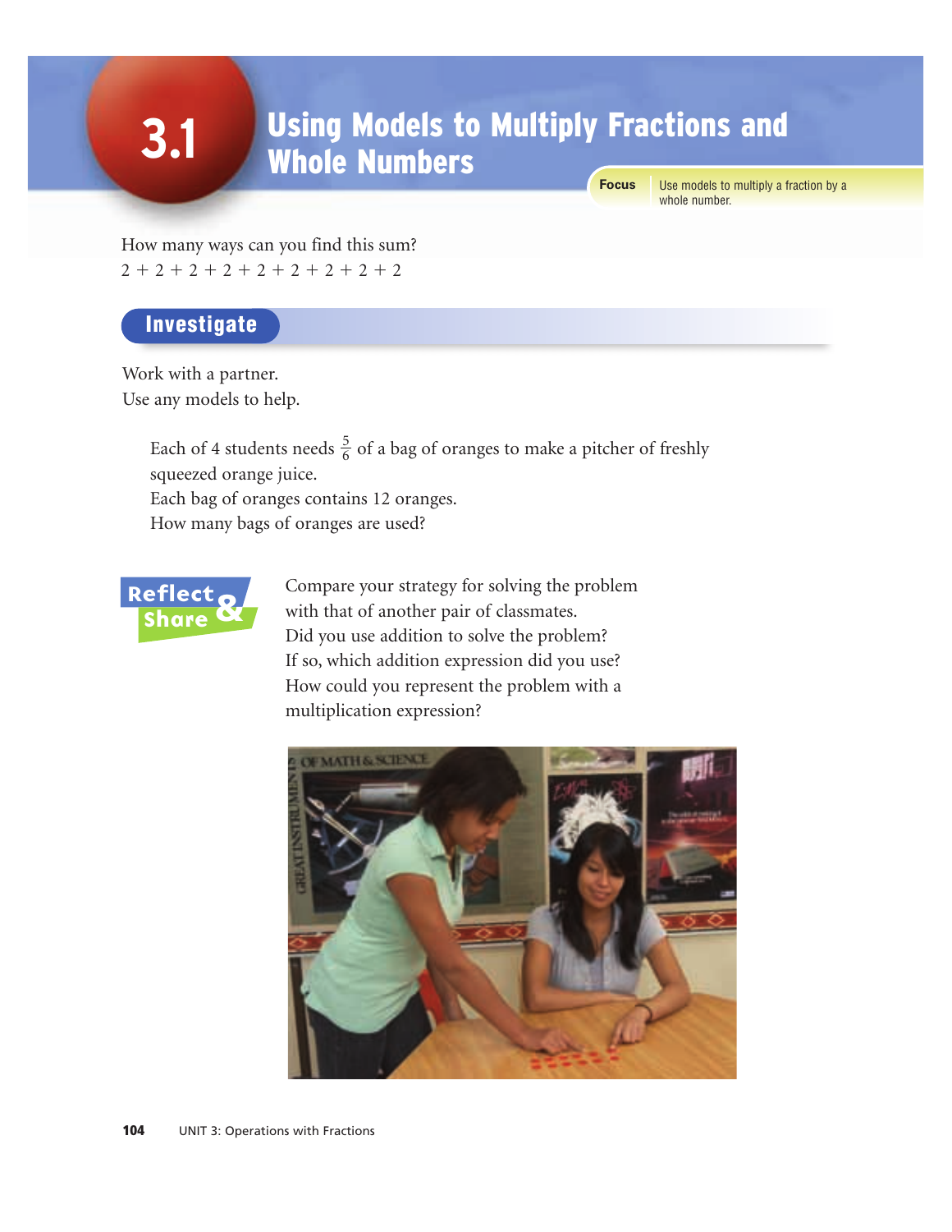# 3.1 Using Models to Multiply Fractions and Whole Numbers

**Focus** Use models to multiply a fraction by a whole number.

How many ways can you find this sum?

$2 + 2 + 2 + 2 + 2 + 2 + 2 + 2 + 2$

## Investigate

Work with a partner.
Use any models to help.

> Each of 4 students needs $\frac{5}{6}$ of a bag of oranges to make a pitcher of freshly squeezed orange juice.
> Each bag of oranges contains 12 oranges.
> How many bags of oranges are used?

### Reflect & Share

Compare your strategy for solving the problem with that of another pair of classmates.
Did you use addition to solve the problem?
If so, which addition expression did you use?
How could you represent the problem with a multiplication expression?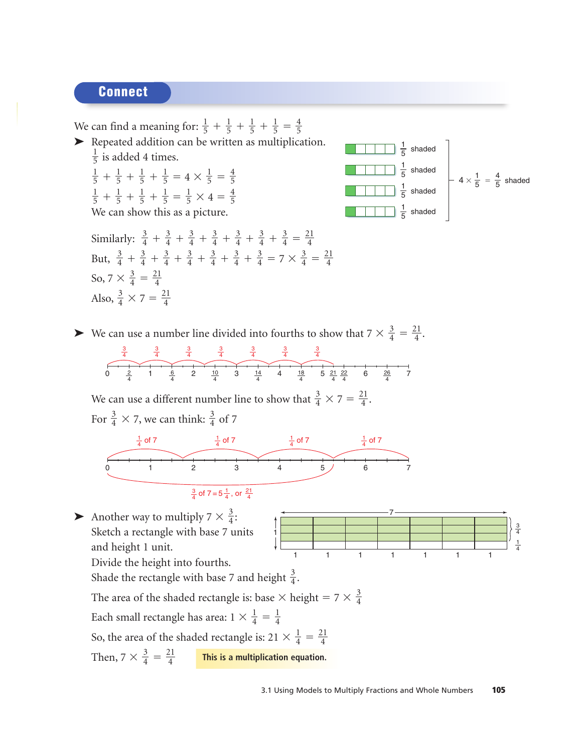## Connect

We can find a meaning for: $\frac{1}{5} + \frac{1}{5} + \frac{1}{5} + \frac{1}{5} = \frac{4}{5}$

➤ Repeated addition can be written as multiplication.
$\frac{1}{5}$ is added 4 times.

$\frac{1}{5} + \frac{1}{5} + \frac{1}{5} + \frac{1}{5} = 4 \times \frac{1}{5} = \frac{4}{5}$

$\frac{1}{5} + \frac{1}{5} + \frac{1}{5} + \frac{1}{5} = \frac{1}{5} \times 4 = \frac{4}{5}$

We can show this as a picture.

$\frac{1}{5}$ shaded
$\frac{1}{5}$ shaded
$\frac{1}{5}$ shaded
$\frac{1}{5}$ shaded

$4 \times \frac{1}{5} = \frac{4}{5}$ shaded

Similarly: $\frac{3}{4} + \frac{3}{4} + \frac{3}{4} + \frac{3}{4} + \frac{3}{4} + \frac{3}{4} + \frac{3}{4} = \frac{21}{4}$

But, $\frac{3}{4} + \frac{3}{4} + \frac{3}{4} + \frac{3}{4} + \frac{3}{4} + \frac{3}{4} + \frac{3}{4} = 7 \times \frac{3}{4} = \frac{21}{4}$

So, $7 \times \frac{3}{4} = \frac{21}{4}$

Also, $\frac{3}{4} \times 7 = \frac{21}{4}$

➤ We can use a number line divided into fourths to show that $7 \times \frac{3}{4} = \frac{21}{4}$.

We can use a different number line to show that $\frac{3}{4} \times 7 = \frac{21}{4}$.

For $\frac{3}{4} \times 7$, we can think: $\frac{3}{4}$ of 7

$\frac{1}{4}$ of 7 | $\frac{1}{4}$ of 7 | $\frac{1}{4}$ of 7 | $\frac{1}{4}$ of 7

$\frac{3}{4}$ of $7 = 5\frac{1}{4}$, or $\frac{21}{4}$

➤ Another way to multiply $7 \times \frac{3}{4}$:
Sketch a rectangle with base 7 units and height 1 unit.
Divide the height into fourths.
Shade the rectangle with base 7 and height $\frac{3}{4}$.

The area of the shaded rectangle is: base $\times$ height $= 7 \times \frac{3}{4}$

Each small rectangle has area: $1 \times \frac{1}{4} = \frac{1}{4}$

So, the area of the shaded rectangle is: $21 \times \frac{1}{4} = \frac{21}{4}$

Then, $7 \times \frac{3}{4} = \frac{21}{4}$

**This is a multiplication equation.**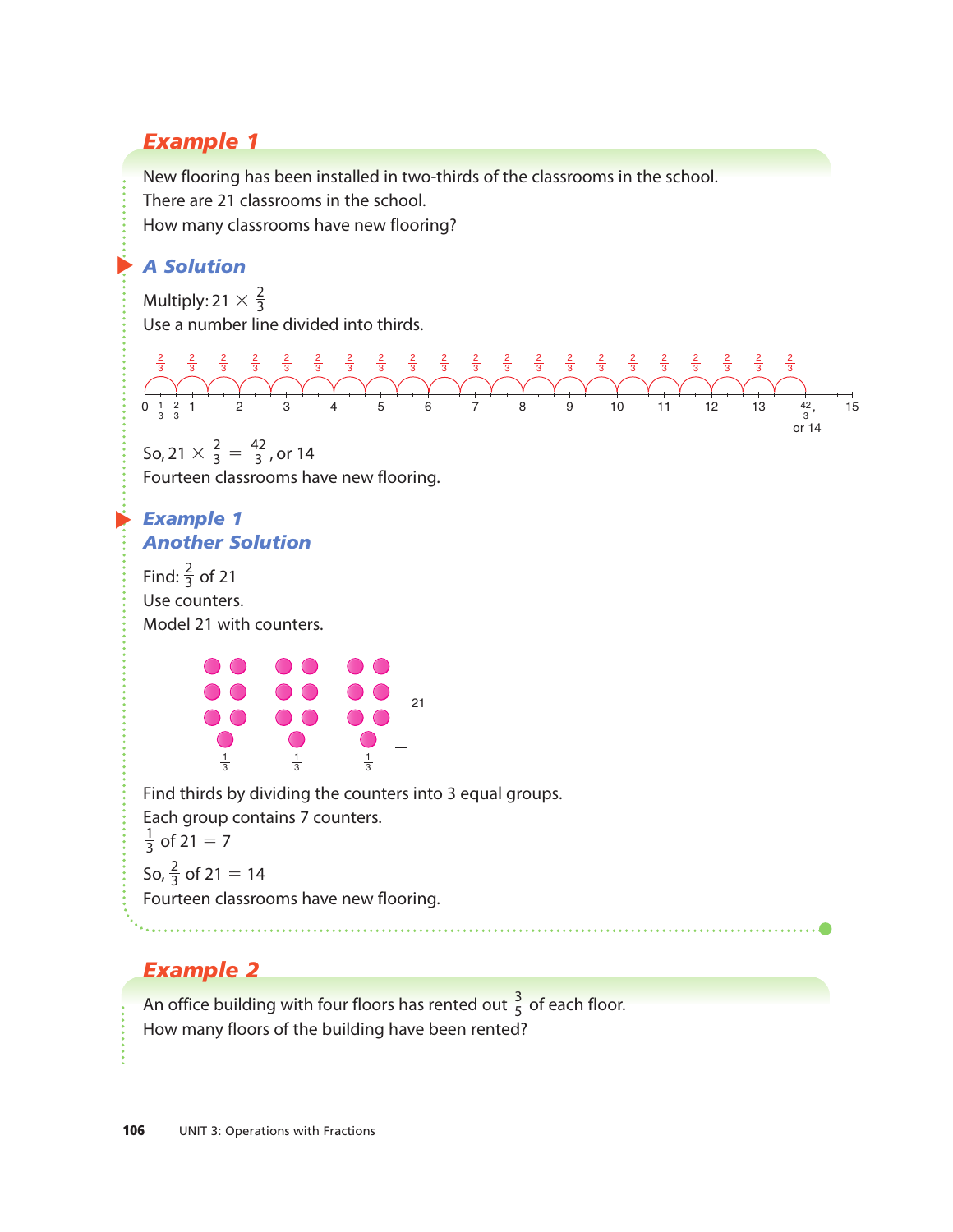## Example 1

New flooring has been installed in two-thirds of the classrooms in the school.
There are 21 classrooms in the school.
How many classrooms have new flooring?

### A Solution

Multiply: $21 \times \frac{2}{3}$
Use a number line divided into thirds.

So, $21 \times \frac{2}{3} = \frac{42}{3}$, or 14
Fourteen classrooms have new flooring.

### Example 1
### Another Solution

Find: $\frac{2}{3}$ of 21
Use counters.
Model 21 with counters.

Find thirds by dividing the counters into 3 equal groups.
Each group contains 7 counters.
$\frac{1}{3}$ of 21 = 7

So, $\frac{2}{3}$ of 21 = 14
Fourteen classrooms have new flooring.

## Example 2

An office building with four floors has rented out $\frac{3}{5}$ of each floor.
How many floors of the building have been rented?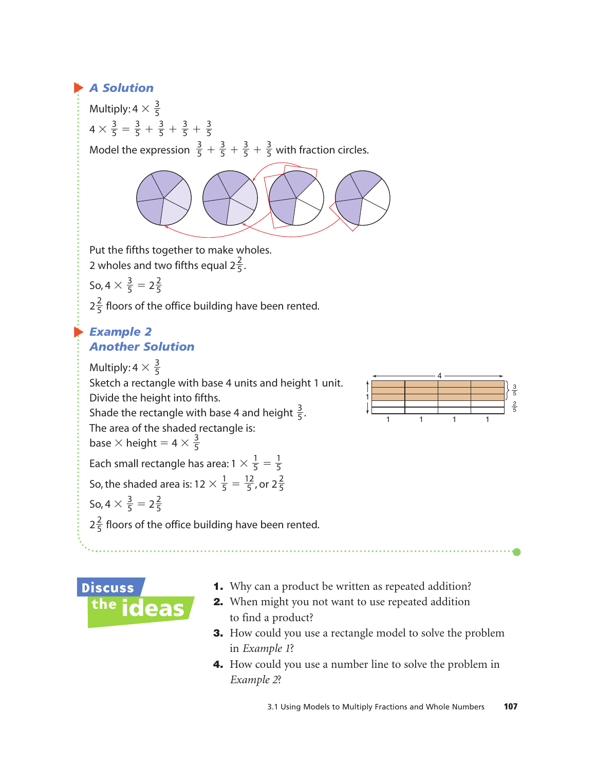### A Solution

Multiply: $4 \times \frac{3}{5}$

$4 \times \frac{3}{5} = \frac{3}{5} + \frac{3}{5} + \frac{3}{5} + \frac{3}{5}$

Model the expression $\frac{3}{5} + \frac{3}{5} + \frac{3}{5} + \frac{3}{5}$ with fraction circles.

Put the fifths together to make wholes.

2 wholes and two fifths equal $2\frac{2}{5}$.

So, $4 \times \frac{3}{5} = 2\frac{2}{5}$

$2\frac{2}{5}$ floors of the office building have been rented.

### Example 2
### Another Solution

Multiply: $4 \times \frac{3}{5}$

Sketch a rectangle with base 4 units and height 1 unit.

Divide the height into fifths.

Shade the rectangle with base 4 and height $\frac{3}{5}$.

The area of the shaded rectangle is:

base $\times$ height $= 4 \times \frac{3}{5}$

Each small rectangle has area: $1 \times \frac{1}{5} = \frac{1}{5}$

So, the shaded area is: $12 \times \frac{1}{5} = \frac{12}{5}$, or $2\frac{2}{5}$

So, $4 \times \frac{3}{5} = 2\frac{2}{5}$

$2\frac{2}{5}$ floors of the office building have been rented.

## Discuss the ideas

1. Why can a product be written as repeated addition?
2. When might you not want to use repeated addition to find a product?
3. How could you use a rectangle model to solve the problem in *Example 1*?
4. How could you use a number line to solve the problem in *Example 2*?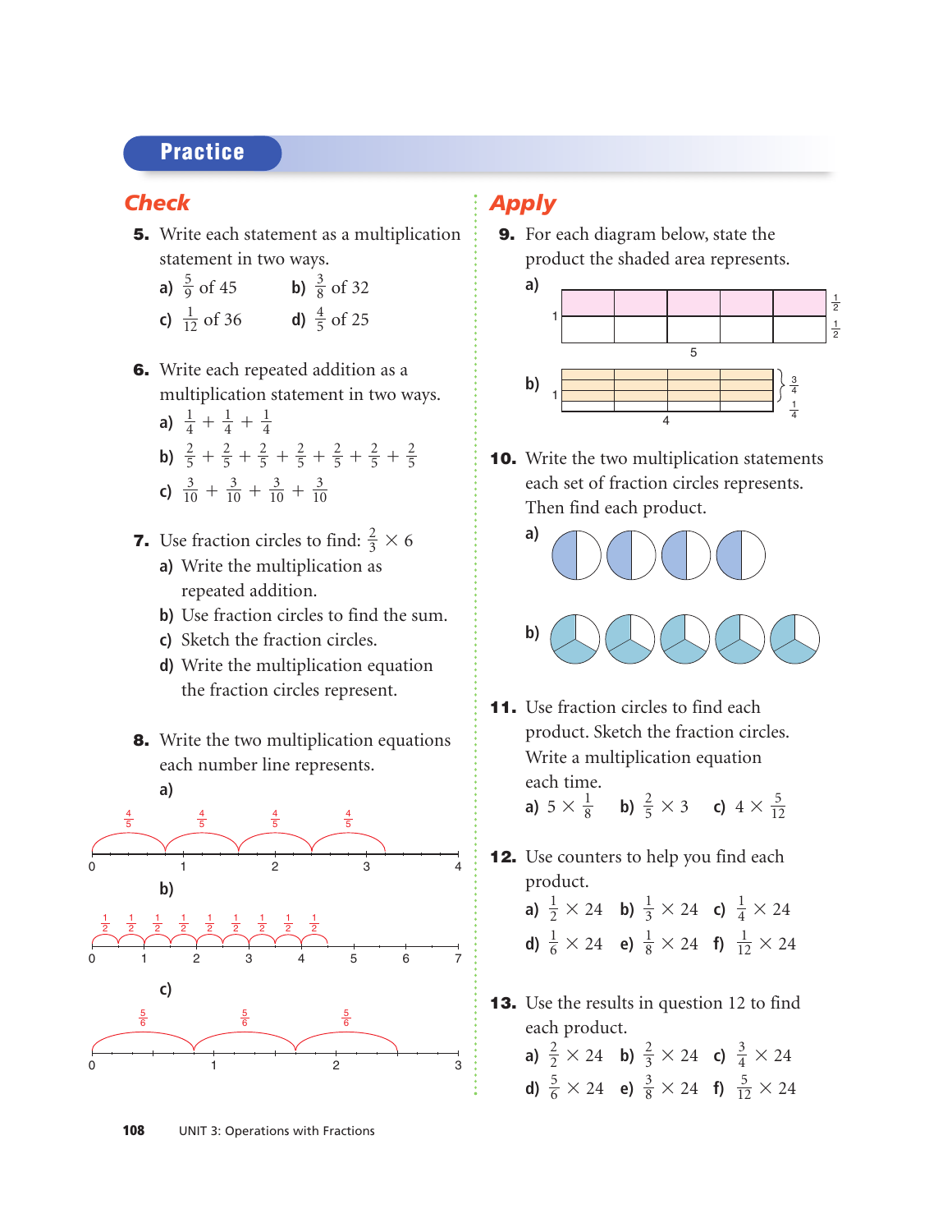## Practice

### Check

**5.** Write each statement as a multiplication statement in two ways.

a) $\frac{5}{9}$ of 45  b) $\frac{3}{8}$ of 32

c) $\frac{1}{12}$ of 36  d) $\frac{4}{5}$ of 25

**6.** Write each repeated addition as a multiplication statement in two ways.

a) $\frac{1}{4} + \frac{1}{4} + \frac{1}{4}$

b) $\frac{2}{5} + \frac{2}{5} + \frac{2}{5} + \frac{2}{5} + \frac{2}{5} + \frac{2}{5} + \frac{2}{5}$

c) $\frac{3}{10} + \frac{3}{10} + \frac{3}{10} + \frac{3}{10}$

**7.** Use fraction circles to find: $\frac{2}{3} \times 6$

a) Write the multiplication as repeated addition.

b) Use fraction circles to find the sum.

c) Sketch the fraction circles.

d) Write the multiplication equation the fraction circles represent.

**8.** Write the two multiplication equations each number line represents.

a)

(Number line from 0 to 4 with four jumps, each labelled $\frac{4}{5}$)

b)

(Number line from 0 to 7 with nine jumps, each labelled $\frac{1}{2}$)

c)

(Number line from 0 to 3 with three jumps, each labelled $\frac{5}{6}$)

### Apply

**9.** For each diagram below, state the product the shaded area represents.

a)

(Rectangle with width 5 and height 1, divided into halves; top $\frac{1}{2}$ shaded)

b)

(Rectangle with width 4 and height 1; $\frac{3}{4}$ shaded, $\frac{1}{4}$ unshaded)

**10.** Write the two multiplication statements each set of fraction circles represents. Then find each product.

a)

(Four circles, each with $\frac{1}{2}$ shaded)

b)

(Five circles, each with $\frac{2}{3}$ shaded)

**11.** Use fraction circles to find each product. Sketch the fraction circles. Write a multiplication equation each time.

a) $5 \times \frac{1}{8}$  b) $\frac{2}{5} \times 3$  c) $4 \times \frac{5}{12}$

**12.** Use counters to help you find each product.

a) $\frac{1}{2} \times 24$  b) $\frac{1}{3} \times 24$  c) $\frac{1}{4} \times 24$

d) $\frac{1}{6} \times 24$  e) $\frac{1}{8} \times 24$  f) $\frac{1}{12} \times 24$

**13.** Use the results in question 12 to find each product.

a) $\frac{2}{2} \times 24$  b) $\frac{2}{3} \times 24$  c) $\frac{3}{4} \times 24$

d) $\frac{5}{6} \times 24$  e) $\frac{3}{8} \times 24$  f) $\frac{5}{12} \times 24$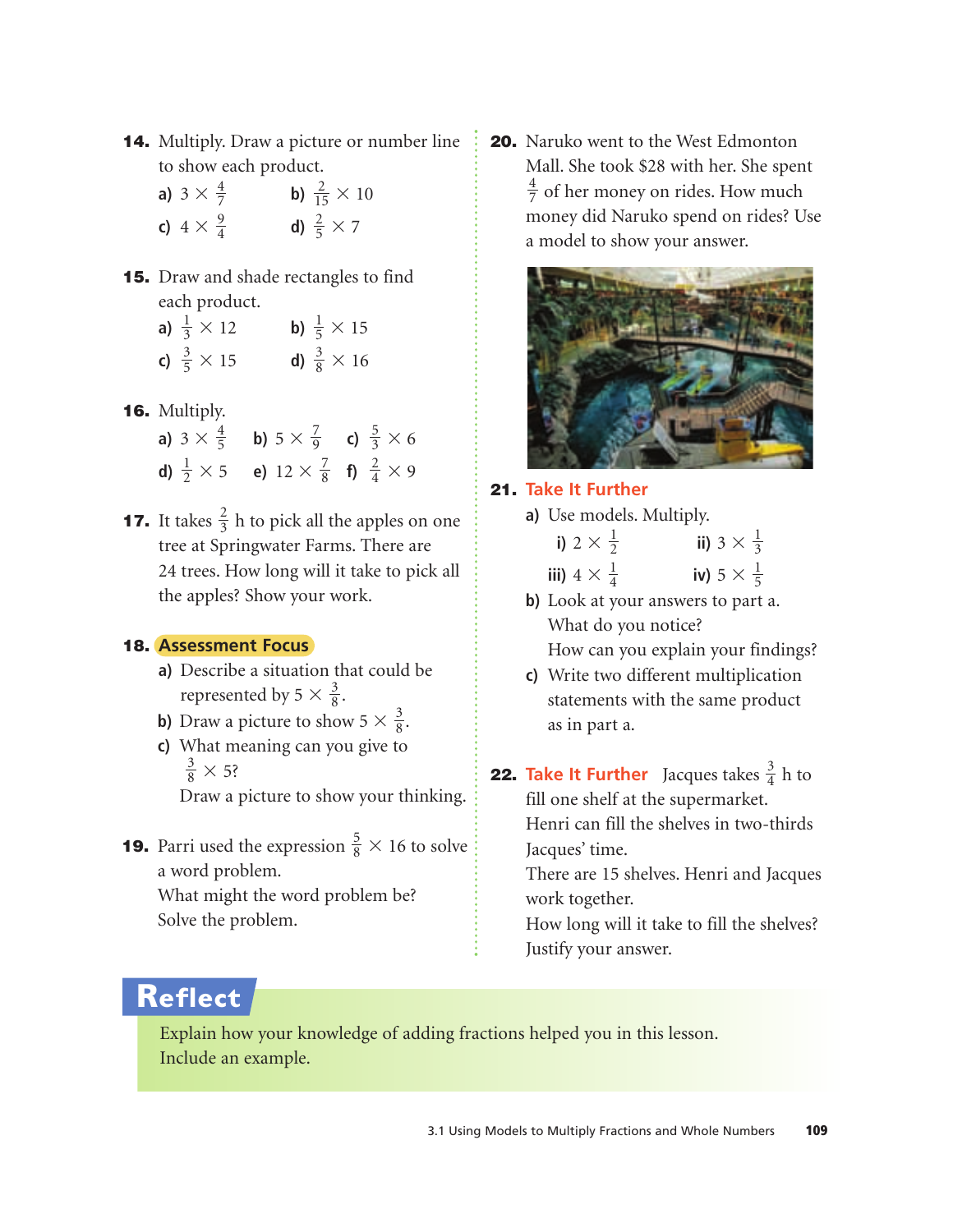**14.** Multiply. Draw a picture or number line to show each product.

a) $3 \times \frac{4}{7}$  b) $\frac{2}{15} \times 10$

c) $4 \times \frac{9}{4}$  d) $\frac{2}{5} \times 7$

**15.** Draw and shade rectangles to find each product.

a) $\frac{1}{3} \times 12$  b) $\frac{1}{5} \times 15$

c) $\frac{3}{5} \times 15$  d) $\frac{3}{8} \times 16$

**16.** Multiply.

a) $3 \times \frac{4}{5}$  b) $5 \times \frac{7}{9}$  c) $\frac{5}{3} \times 6$

d) $\frac{1}{2} \times 5$  e) $12 \times \frac{7}{8}$  f) $\frac{2}{4} \times 9$

**17.** It takes $\frac{2}{3}$ h to pick all the apples on one tree at Springwater Farms. There are 24 trees. How long will it take to pick all the apples? Show your work.

**18. Assessment Focus**

a) Describe a situation that could be represented by $5 \times \frac{3}{8}$.

b) Draw a picture to show $5 \times \frac{3}{8}$.

c) What meaning can you give to $\frac{3}{8} \times 5$?
Draw a picture to show your thinking.

**19.** Parri used the expression $\frac{5}{8} \times 16$ to solve a word problem.
What might the word problem be?
Solve the problem.

**20.** Naruko went to the West Edmonton Mall. She took \$28 with her. She spent $\frac{4}{7}$ of her money on rides. How much money did Naruko spend on rides? Use a model to show your answer.

**21. Take It Further**

a) Use models. Multiply.

i) $2 \times \frac{1}{2}$  ii) $3 \times \frac{1}{3}$

iii) $4 \times \frac{1}{4}$  iv) $5 \times \frac{1}{5}$

b) Look at your answers to part a.
What do you notice?
How can you explain your findings?

c) Write two different multiplication statements with the same product as in part a.

**22. Take It Further** Jacques takes $\frac{3}{4}$ h to fill one shelf at the supermarket.
Henri can fill the shelves in two-thirds Jacques' time.
There are 15 shelves. Henri and Jacques work together.
How long will it take to fill the shelves?
Justify your answer.

## Reflect

Explain how your knowledge of adding fractions helped you in this lesson.
Include an example.